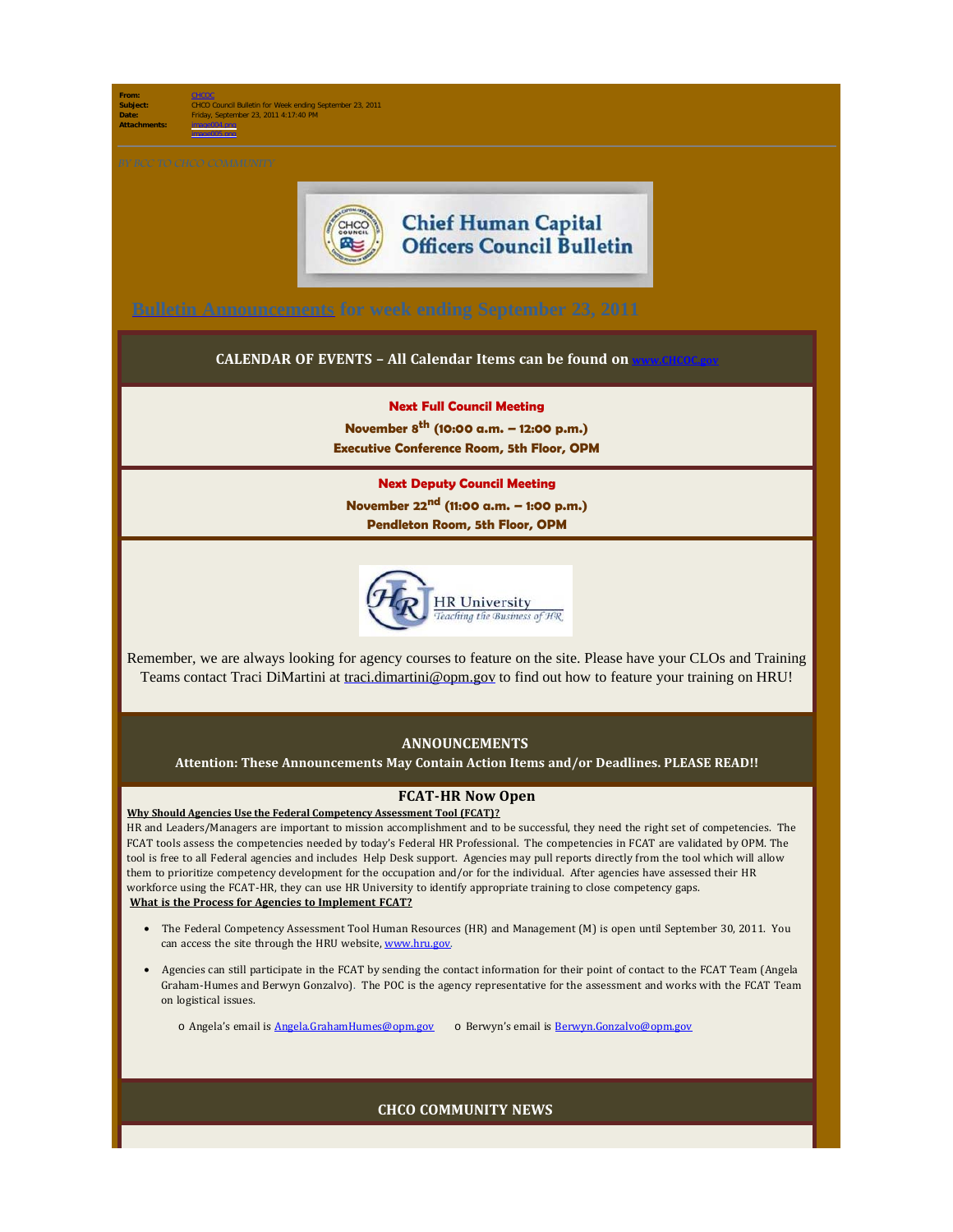**From:** CHCOC
**Subject:** CHCO Council Bulletin for Week ending September 23, 2011
**Date:** Friday, September 23, 2011 4:17:40 PM
**Attachments:** image004.png
image005.png

*BY BCC TO CHCO COMMUNITY*

# Chief Human Capital Officers Council Bulletin

## Bulletin Announcements for week ending September 23, 2011

### CALENDAR OF EVENTS – All Calendar Items can be found on www.CHCOC.gov

**Next Full Council Meeting**

**November 8th (10:00 a.m. – 12:00 p.m.)**

**Executive Conference Room, 5th Floor, OPM**

**Next Deputy Council Meeting**

**November 22nd (11:00 a.m. – 1:00 p.m.)**

**Pendleton Room, 5th Floor, OPM**

HR University – Teaching the Business of HR

Remember, we are always looking for agency courses to feature on the site. Please have your CLOs and Training Teams contact Traci DiMartini at traci.dimartini@opm.gov to find out how to feature your training on HRU!

### ANNOUNCEMENTS

**Attention: These Announcements May Contain Action Items and/or Deadlines. PLEASE READ!!**

### FCAT-HR Now Open

**Why Should Agencies Use the Federal Competency Assessment Tool (FCAT)?**

HR and Leaders/Managers are important to mission accomplishment and to be successful, they need the right set of competencies. The FCAT tools assess the competencies needed by today's Federal HR Professional. The competencies in FCAT are validated by OPM. The tool is free to all Federal agencies and includes Help Desk support. Agencies may pull reports directly from the tool which will allow them to prioritize competency development for the occupation and/or for the individual. After agencies have assessed their HR workforce using the FCAT-HR, they can use HR University to identify appropriate training to close competency gaps.

**What is the Process for Agencies to Implement FCAT?**

- The Federal Competency Assessment Tool Human Resources (HR) and Management (M) is open until September 30, 2011. You can access the site through the HRU website, www.hru.gov.
- Agencies can still participate in the FCAT by sending the contact information for their point of contact to the FCAT Team (Angela Graham-Humes and Berwyn Gonzalvo). The POC is the agency representative for the assessment and works with the FCAT Team on logistical issues.
  - Angela's email is Angela.GrahamHumes@opm.gov
  - Berwyn's email is Berwyn.Gonzalvo@opm.gov

### CHCO COMMUNITY NEWS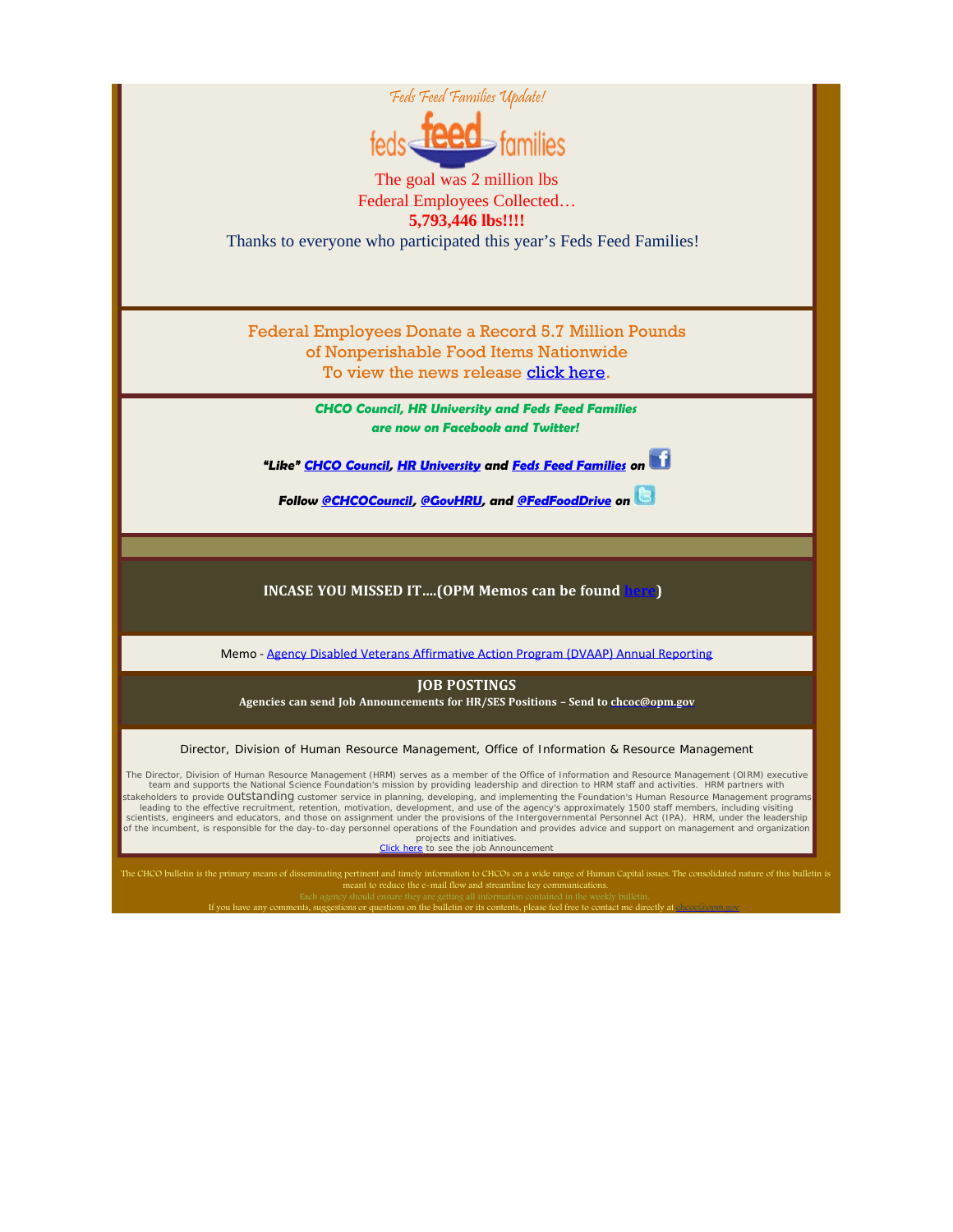Feds Feed Families Update!

feds feed families

The goal was 2 million lbs

Federal Employees Collected…

**5,793,446 lbs!!!!**

Thanks to everyone who participated this year's Feds Feed Families!

Federal Employees Donate a Record 5.7 Million Pounds of Nonperishable Food Items Nationwide

To view the news release click here.

***CHCO Council, HR University and Feds Feed Families are now on Facebook and Twitter!***

***"Like" CHCO Council, HR University and Feds Feed Families on***

***Follow @CHCOCouncil, @GovHRU, and @FedFoodDrive on***

**INCASE YOU MISSED IT….(OPM Memos can be found here)**

Memo - Agency Disabled Veterans Affirmative Action Program (DVAAP) Annual Reporting

**JOB POSTINGS**

**Agencies can send Job Announcements for HR/SES Positions – Send to chcoc@opm.gov**

Director, Division of Human Resource Management, Office of Information & Resource Management

The Director, Division of Human Resource Management (HRM) serves as a member of the Office of Information and Resource Management (OIRM) executive team and supports the National Science Foundation's mission by providing leadership and direction to HRM staff and activities. HRM partners with stakeholders to provide outstanding customer service in planning, developing, and implementing the Foundation's Human Resource Management programs leading to the effective recruitment, retention, motivation, development, and use of the agency's approximately 1500 staff members, including visiting scientists, engineers and educators, and those on assignment under the provisions of the Intergovernmental Personnel Act (IPA). HRM, under the leadership of the incumbent, is responsible for the day-to-day personnel operations of the Foundation and provides advice and support on management and organization projects and initiatives.

Click here to see the job Announcement

The CHCO bulletin is the primary means of disseminating pertinent and timely information to CHCOs on a wide range of Human Capital issues. The consolidated nature of this bulletin is meant to reduce the e-mail flow and streamline key communications.

Each agency should ensure they are getting all information contained in the weekly bulletin.

If you have any comments, suggestions or questions on the bulletin or its contents, please feel free to contact me directly at chcoc@opm.gov